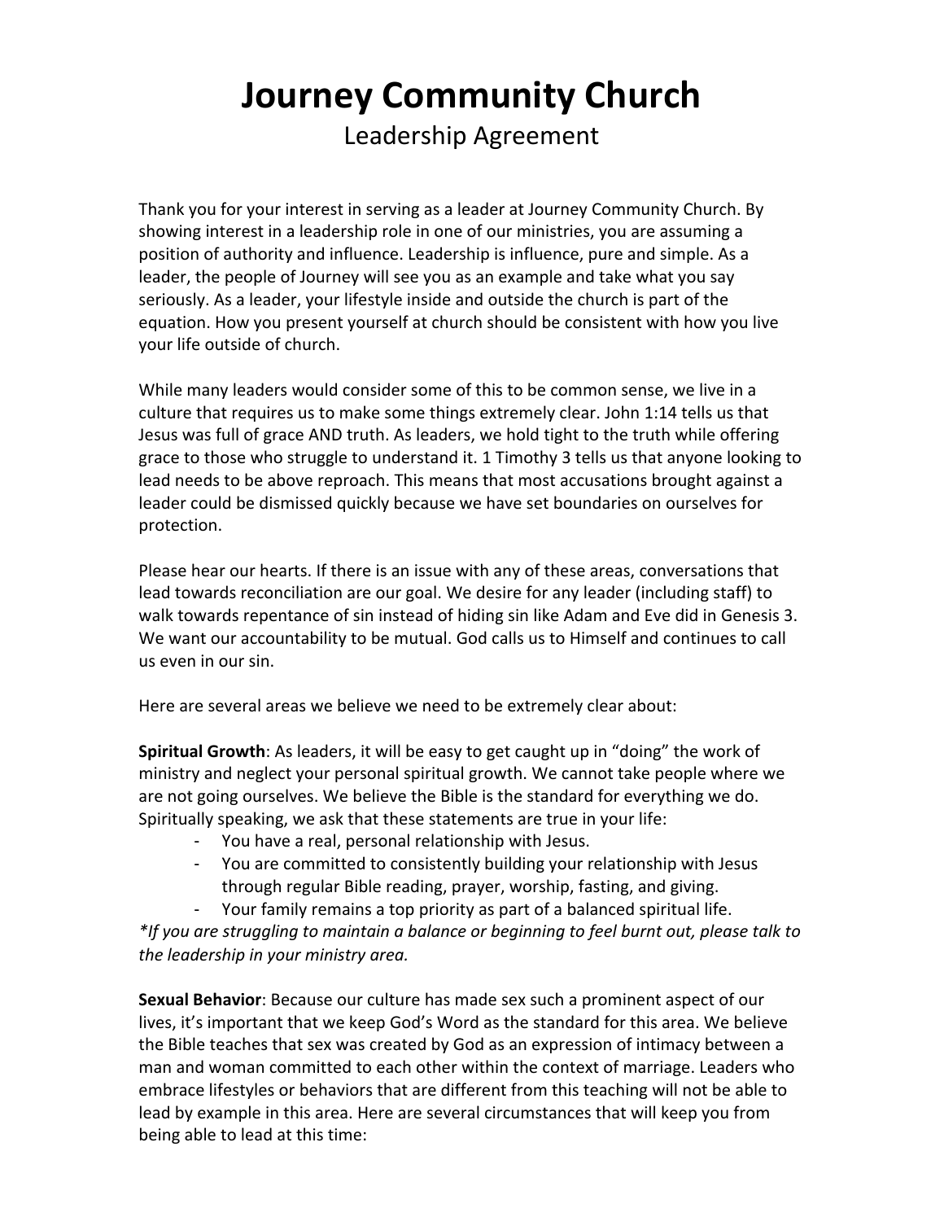# Journey Community Church

## Leadership Agreement

Thank you for your interest in serving as a leader at Journey Community Church. By showing interest in a leadership role in one of our ministries, you are assuming a position of authority and influence. Leadership is influence, pure and simple. As a leader, the people of Journey will see you as an example and take what you say seriously. As a leader, your lifestyle inside and outside the church is part of the equation. How you present yourself at church should be consistent with how you live your life outside of church.

While many leaders would consider some of this to be common sense, we live in a culture that requires us to make some things extremely clear. John 1:14 tells us that Jesus was full of grace AND truth. As leaders, we hold tight to the truth while offering grace to those who struggle to understand it. 1 Timothy 3 tells us that anyone looking to lead needs to be above reproach. This means that most accusations brought against a leader could be dismissed quickly because we have set boundaries on ourselves for protection.

Please hear our hearts. If there is an issue with any of these areas, conversations that lead towards reconciliation are our goal. We desire for any leader (including staff) to walk towards repentance of sin instead of hiding sin like Adam and Eve did in Genesis 3. We want our accountability to be mutual. God calls us to Himself and continues to call us even in our sin.

Here are several areas we believe we need to be extremely clear about:

**Spiritual Growth**: As leaders, it will be easy to get caught up in "doing" the work of ministry and neglect your personal spiritual growth. We cannot take people where we are not going ourselves. We believe the Bible is the standard for everything we do. Spiritually speaking, we ask that these statements are true in your life:

- You have a real, personal relationship with Jesus.
- You are committed to consistently building your relationship with Jesus through regular Bible reading, prayer, worship, fasting, and giving.
- Your family remains a top priority as part of a balanced spiritual life.

*\*If you are struggling to maintain a balance or beginning to feel burnt out, please talk to the leadership in your ministry area.*

**Sexual Behavior**: Because our culture has made sex such a prominent aspect of our lives, it's important that we keep God's Word as the standard for this area. We believe the Bible teaches that sex was created by God as an expression of intimacy between a man and woman committed to each other within the context of marriage. Leaders who embrace lifestyles or behaviors that are different from this teaching will not be able to lead by example in this area. Here are several circumstances that will keep you from being able to lead at this time: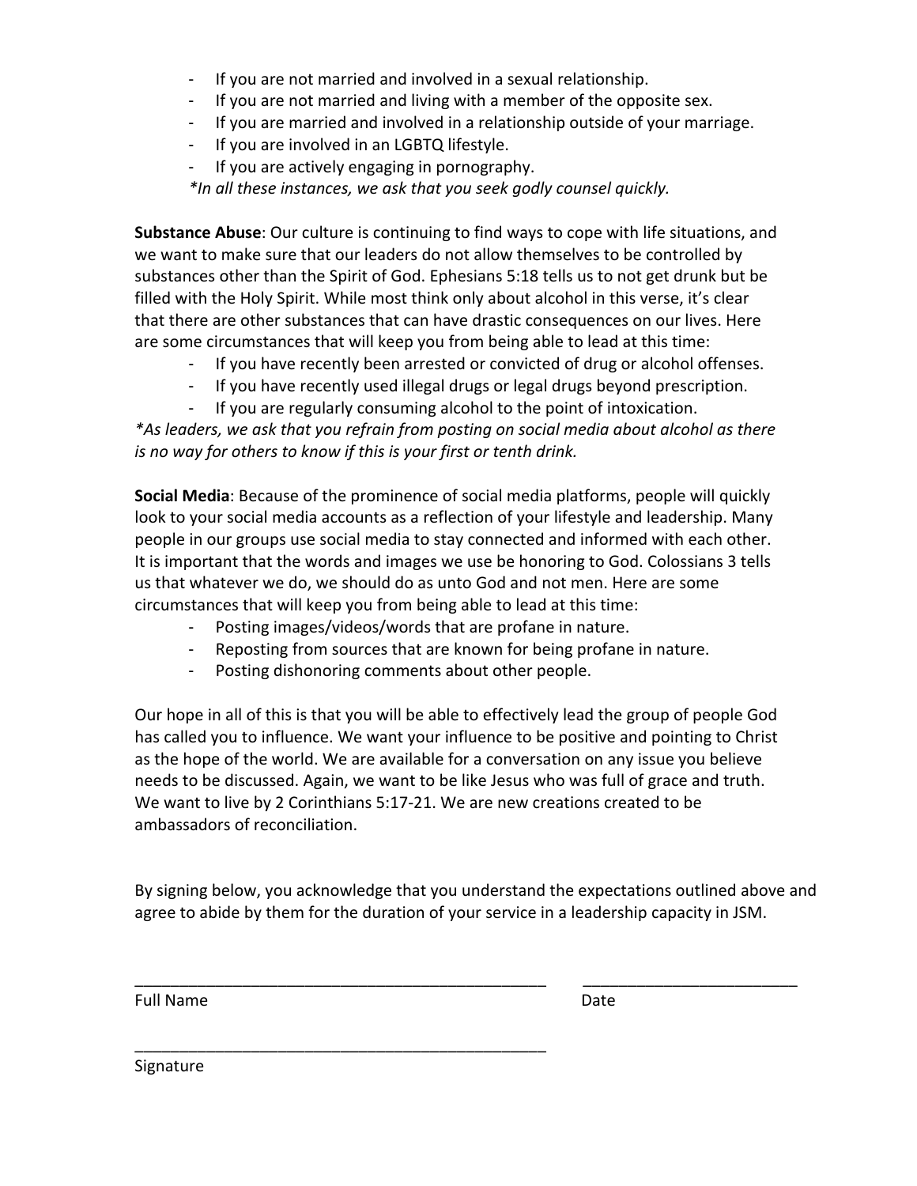- If you are not married and involved in a sexual relationship.
- If you are not married and living with a member of the opposite sex.
- If you are married and involved in a relationship outside of your marriage.
- If you are involved in an LGBTQ lifestyle.
- If you are actively engaging in pornography.

*\*In all these instances, we ask that you seek godly counsel quickly.*

**Substance Abuse**: Our culture is continuing to find ways to cope with life situations, and we want to make sure that our leaders do not allow themselves to be controlled by substances other than the Spirit of God. Ephesians 5:18 tells us to not get drunk but be filled with the Holy Spirit. While most think only about alcohol in this verse, it's clear that there are other substances that can have drastic consequences on our lives. Here are some circumstances that will keep you from being able to lead at this time:

- If you have recently been arrested or convicted of drug or alcohol offenses.
- If you have recently used illegal drugs or legal drugs beyond prescription.
- If you are regularly consuming alcohol to the point of intoxication.

*\*As leaders, we ask that you refrain from posting on social media about alcohol as there is no way for others to know if this is your first or tenth drink.*

**Social Media**: Because of the prominence of social media platforms, people will quickly look to your social media accounts as a reflection of your lifestyle and leadership. Many people in our groups use social media to stay connected and informed with each other. It is important that the words and images we use be honoring to God. Colossians 3 tells us that whatever we do, we should do as unto God and not men. Here are some circumstances that will keep you from being able to lead at this time:

- Posting images/videos/words that are profane in nature.
- Reposting from sources that are known for being profane in nature.
- Posting dishonoring comments about other people.

Our hope in all of this is that you will be able to effectively lead the group of people God has called you to influence. We want your influence to be positive and pointing to Christ as the hope of the world. We are available for a conversation on any issue you believe needs to be discussed. Again, we want to be like Jesus who was full of grace and truth. We want to live by 2 Corinthians 5:17-21. We are new creations created to be ambassadors of reconciliation.

By signing below, you acknowledge that you understand the expectations outlined above and agree to abide by them for the duration of your service in a leadership capacity in JSM.

_______________________________________________ ________________________

Full Name Date

_______________________________________________

Signature